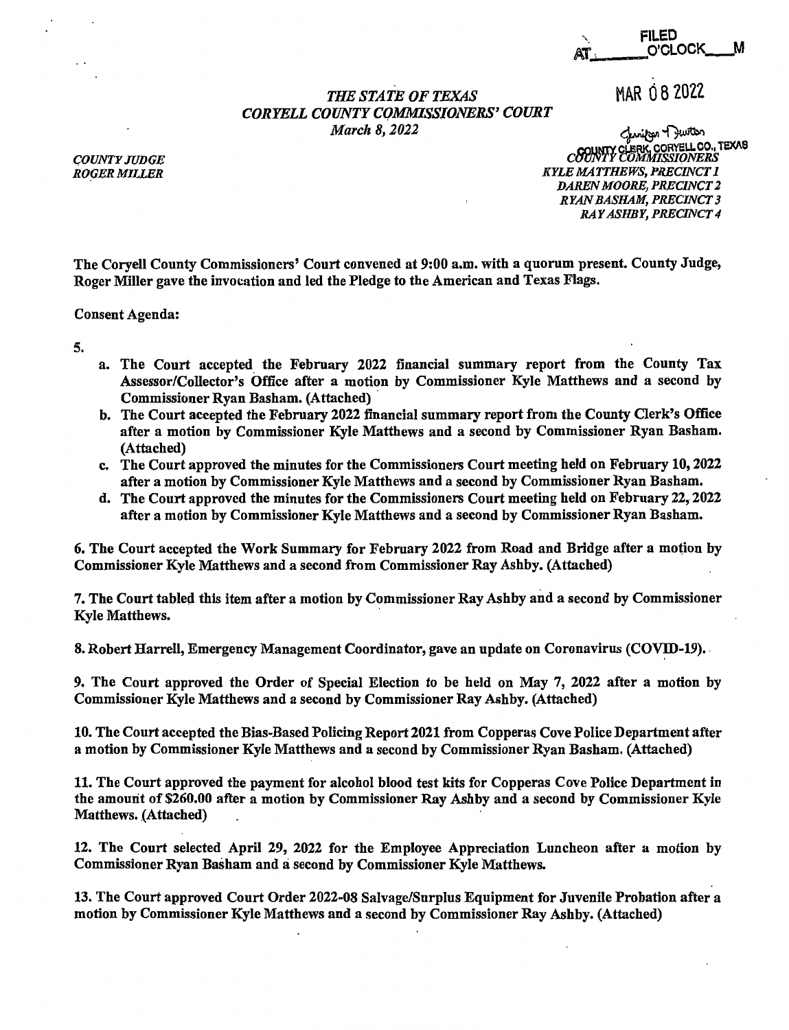FILED
AT_______O'CLOCK____M

MAR 08 2022

Jennifer Twitton
COUNTY CLERK, CORYELL CO., TEXAS

*THE STATE OF TEXAS*
*CORYELL COUNTY COMMISSIONERS' COURT*
*March 8, 2022*

*COUNTY JUDGE*
*ROGER MILLER*

*COUNTY COMMISSIONERS*
*KYLE MATTHEWS, PRECINCT 1*
*DAREN MOORE, PRECINCT 2*
*RYAN BASHAM, PRECINCT 3*
*RAY ASHBY, PRECINCT 4*

**The Coryell County Commissioners' Court convened at 9:00 a.m. with a quorum present. County Judge, Roger Miller gave the invocation and led the Pledge to the American and Texas Flags.**

**Consent Agenda:**

**5.**

- **a. The Court accepted the February 2022 financial summary report from the County Tax Assessor/Collector's Office after a motion by Commissioner Kyle Matthews and a second by Commissioner Ryan Basham. (Attached)**
- **b. The Court accepted the February 2022 financial summary report from the County Clerk's Office after a motion by Commissioner Kyle Matthews and a second by Commissioner Ryan Basham. (Attached)**
- **c. The Court approved the minutes for the Commissioners Court meeting held on February 10, 2022 after a motion by Commissioner Kyle Matthews and a second by Commissioner Ryan Basham.**
- **d. The Court approved the minutes for the Commissioners Court meeting held on February 22, 2022 after a motion by Commissioner Kyle Matthews and a second by Commissioner Ryan Basham.**

**6. The Court accepted the Work Summary for February 2022 from Road and Bridge after a motion by Commissioner Kyle Matthews and a second from Commissioner Ray Ashby. (Attached)**

**7. The Court tabled this item after a motion by Commissioner Ray Ashby and a second by Commissioner Kyle Matthews.**

**8. Robert Harrell, Emergency Management Coordinator, gave an update on Coronavirus (COVID-19).**

**9. The Court approved the Order of Special Election to be held on May 7, 2022 after a motion by Commissioner Kyle Matthews and a second by Commissioner Ray Ashby. (Attached)**

**10. The Court accepted the Bias-Based Policing Report 2021 from Copperas Cove Police Department after a motion by Commissioner Kyle Matthews and a second by Commissioner Ryan Basham. (Attached)**

**11. The Court approved the payment for alcohol blood test kits for Copperas Cove Police Department in the amount of $260.00 after a motion by Commissioner Ray Ashby and a second by Commissioner Kyle Matthews. (Attached)**

**12. The Court selected April 29, 2022 for the Employee Appreciation Luncheon after a motion by Commissioner Ryan Basham and a second by Commissioner Kyle Matthews.**

**13. The Court approved Court Order 2022-08 Salvage/Surplus Equipment for Juvenile Probation after a motion by Commissioner Kyle Matthews and a second by Commissioner Ray Ashby. (Attached)**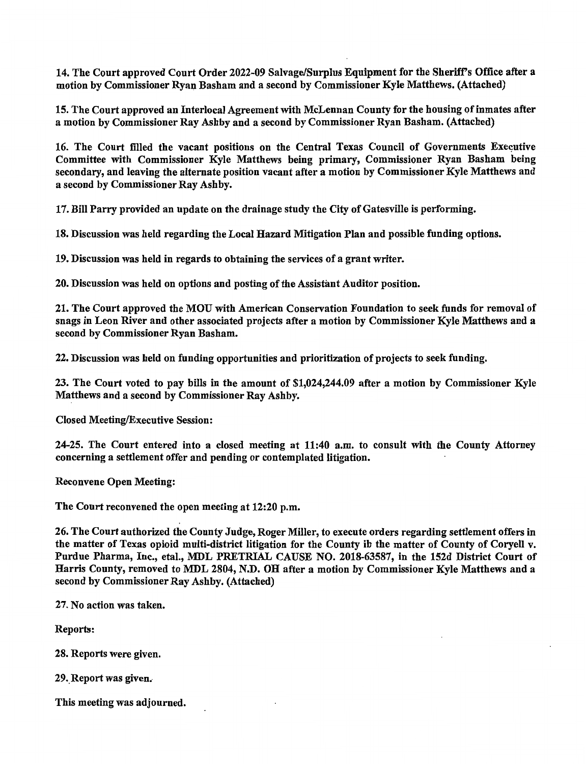**14. The Court approved Court Order 2022-09 Salvage/Surplus Equipment for the Sheriff's Office after a motion by Commissioner Ryan Basham and a second by Commissioner Kyle Matthews. (Attached)**

**15. The Court approved an Interlocal Agreement with McLennan County for the housing of inmates after a motion by Commissioner Ray Ashby and a second by Commissioner Ryan Basham. (Attached)**

**16. The Court filled the vacant positions on the Central Texas Council of Governments Executive Committee with Commissioner Kyle Matthews being primary, Commissioner Ryan Basham being secondary, and leaving the alternate position vacant after a motion by Commissioner Kyle Matthews and a second by Commissioner Ray Ashby.**

**17. Bill Parry provided an update on the drainage study the City of Gatesville is performing.**

**18. Discussion was held regarding the Local Hazard Mitigation Plan and possible funding options.**

**19. Discussion was held in regards to obtaining the services of a grant writer.**

**20. Discussion was held on options and posting of the Assistant Auditor position.**

**21. The Court approved the MOU with American Conservation Foundation to seek funds for removal of snags in Leon River and other associated projects after a motion by Commissioner Kyle Matthews and a second by Commissioner Ryan Basham.**

**22. Discussion was held on funding opportunities and prioritization of projects to seek funding.**

**23. The Court voted to pay bills in the amount of $1,024,244.09 after a motion by Commissioner Kyle Matthews and a second by Commissioner Ray Ashby.**

**Closed Meeting/Executive Session:**

**24-25. The Court entered into a closed meeting at 11:40 a.m. to consult with the County Attorney concerning a settlement offer and pending or contemplated litigation.**

**Reconvene Open Meeting:**

**The Court reconvened the open meeting at 12:20 p.m.**

**26. The Court authorized the County Judge, Roger Miller, to execute orders regarding settlement offers in the matter of Texas opioid multi-district litigation for the County ib the matter of County of Coryell v. Purdue Pharma, Inc., etal., MDL PRETRIAL CAUSE NO. 2018-63587, in the 152d District Court of Harris County, removed to MDL 2804, N.D. OH after a motion by Commissioner Kyle Matthews and a second by Commissioner Ray Ashby. (Attached)**

**27. No action was taken.**

**Reports:**

**28. Reports were given.**

**29. Report was given.**

**This meeting was adjourned.**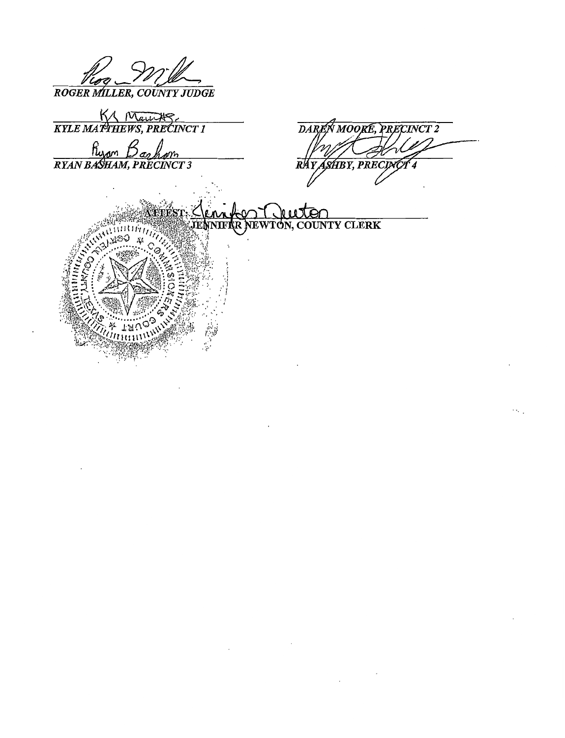*ROGER MILLER, COUNTY JUDGE*

*KYLE MATTHEWS, PRECINCT 1*

*DAREN MOORE, PRECINCT 2*

*RYAN BASHAM, PRECINCT 3*

*RAY ASHBY, PRECINCT 4*

ATTEST: JENNIFER NEWTON, COUNTY CLERK

CORYELL COUNTY, TEXAS COMMISSIONERS COURT